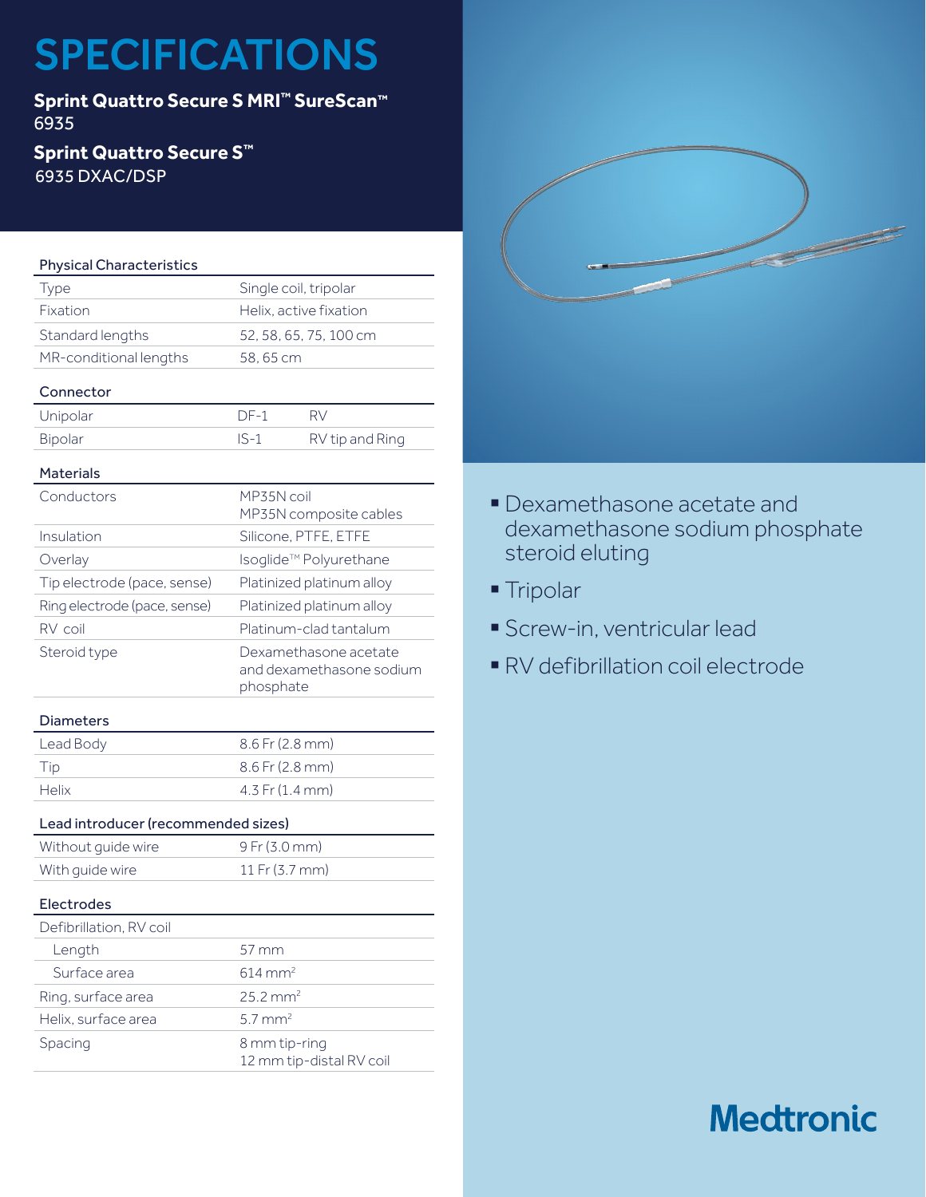# SPECIFICATIONS

**Sprint Quattro Secure S MRI™ SureScan™**
6935

**Sprint Quattro Secure S™**
6935 DXAC/DSP

## Physical Characteristics

| | |
|---|---|
| Type | Single coil, tripolar |
| Fixation | Helix, active fixation |
| Standard lengths | 52, 58, 65, 75, 100 cm |
| MR-conditional lengths | 58, 65 cm |

## Connector

| | | |
|---|---|---|
| Unipolar | DF-1 | RV |
| Bipolar | IS-1 | RV tip and Ring |

## Materials

| | |
|---|---|
| Conductors | MP35N coil<br>MP35N composite cables |
| Insulation | Silicone, PTFE, ETFE |
| Overlay | Isoglide™ Polyurethane |
| Tip electrode (pace, sense) | Platinized platinum alloy |
| Ring electrode (pace, sense) | Platinized platinum alloy |
| RV coil | Platinum-clad tantalum |
| Steroid type | Dexamethasone acetate and dexamethasone sodium phosphate |

## Diameters

| | |
|---|---|
| Lead Body | 8.6 Fr (2.8 mm) |
| Tip | 8.6 Fr (2.8 mm) |
| Helix | 4.3 Fr (1.4 mm) |

## Lead introducer (recommended sizes)

| | |
|---|---|
| Without guide wire | 9 Fr (3.0 mm) |
| With guide wire | 11 Fr (3.7 mm) |

## Electrodes

| | |
|---|---|
| Defibrillation, RV coil | |
| Length | 57 mm |
| Surface area | 614 $mm^2$ |
| Ring, surface area | 25.2 $mm^2$ |
| Helix, surface area | 5.7 $mm^2$ |
| Spacing | 8 mm tip-ring<br>12 mm tip-distal RV coil |

- Dexamethasone acetate and dexamethasone sodium phosphate steroid eluting
- Tripolar
- Screw-in, ventricular lead
- RV defibrillation coil electrode

Medtronic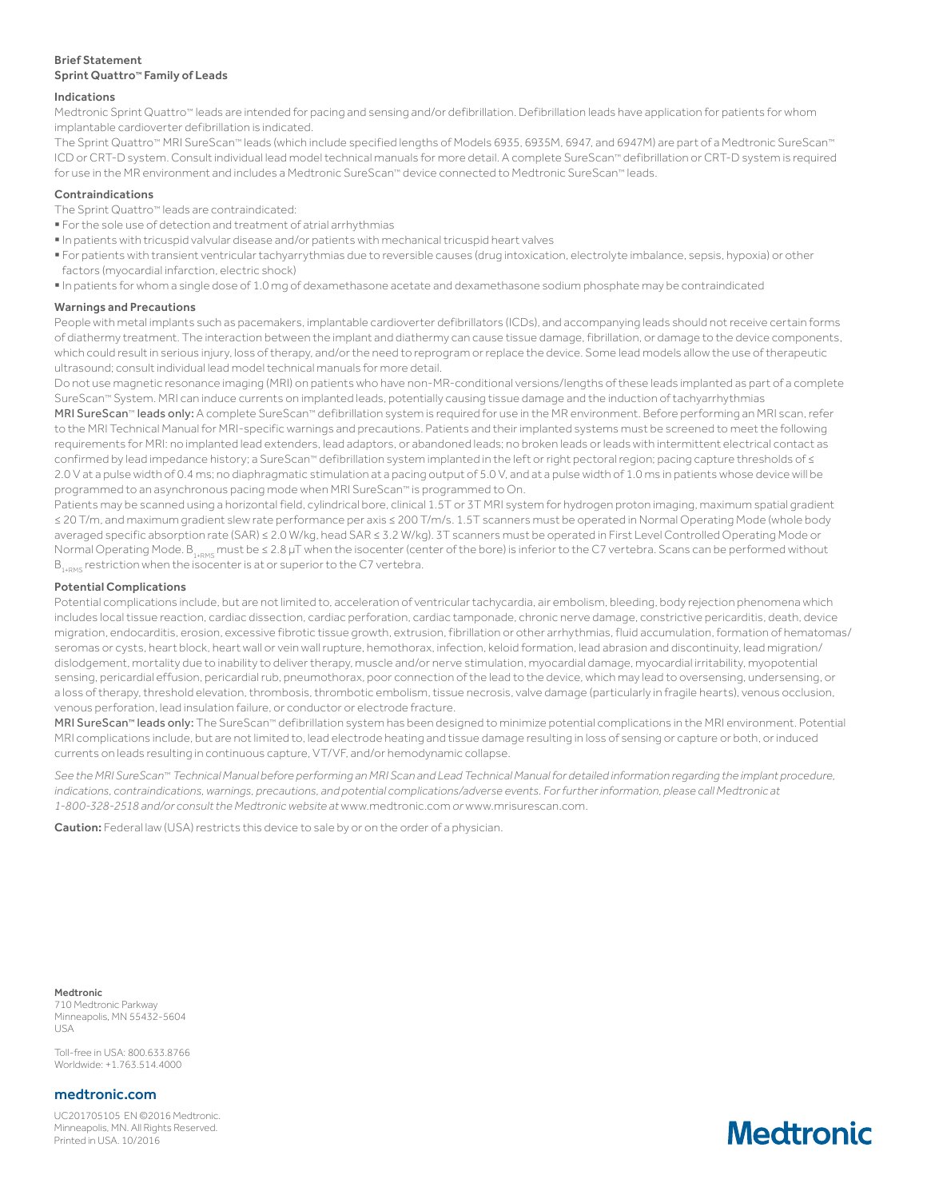**Brief Statement**
**Sprint Quattro™ Family of Leads**

**Indications**

Medtronic Sprint Quattro™ leads are intended for pacing and sensing and/or defibrillation. Defibrillation leads have application for patients for whom implantable cardioverter defibrillation is indicated.

The Sprint Quattro™ MRI SureScan™ leads (which include specified lengths of Models 6935, 6935M, 6947, and 6947M) are part of a Medtronic SureScan™ ICD or CRT-D system. Consult individual lead model technical manuals for more detail. A complete SureScan™ defibrillation or CRT-D system is required for use in the MR environment and includes a Medtronic SureScan™ device connected to Medtronic SureScan™ leads.

**Contraindications**

The Sprint Quattro™ leads are contraindicated:

- For the sole use of detection and treatment of atrial arrhythmias
- In patients with tricuspid valvular disease and/or patients with mechanical tricuspid heart valves
- For patients with transient ventricular tachyarrhythmias due to reversible causes (drug intoxication, electrolyte imbalance, sepsis, hypoxia) or other factors (myocardial infarction, electric shock)
- In patients for whom a single dose of 1.0 mg of dexamethasone acetate and dexamethasone sodium phosphate may be contraindicated

**Warnings and Precautions**

People with metal implants such as pacemakers, implantable cardioverter defibrillators (ICDs), and accompanying leads should not receive certain forms of diathermy treatment. The interaction between the implant and diathermy can cause tissue damage, fibrillation, or damage to the device components, which could result in serious injury, loss of therapy, and/or the need to reprogram or replace the device. Some lead models allow the use of therapeutic ultrasound; consult individual lead model technical manuals for more detail.

Do not use magnetic resonance imaging (MRI) on patients who have non-MR-conditional versions/lengths of these leads implanted as part of a complete SureScan™ System. MRI can induce currents on implanted leads, potentially causing tissue damage and the induction of tachyarrhythmias

**MRI SureScan™ leads only:** A complete SureScan™ defibrillation system is required for use in the MR environment. Before performing an MRI scan, refer to the MRI Technical Manual for MRI-specific warnings and precautions. Patients and their implanted systems must be screened to meet the following requirements for MRI: no implanted lead extenders, lead adaptors, or abandoned leads; no broken leads or leads with intermittent electrical contact as confirmed by lead impedance history; a SureScan™ defibrillation system implanted in the left or right pectoral region; pacing capture thresholds of ≤ 2.0 V at a pulse width of 0.4 ms; no diaphragmatic stimulation at a pacing output of 5.0 V, and at a pulse width of 1.0 ms in patients whose device will be programmed to an asynchronous pacing mode when MRI SureScan™ is programmed to On.

Patients may be scanned using a horizontal field, cylindrical bore, clinical 1.5T or 3T MRI system for hydrogen proton imaging, maximum spatial gradient ≤ 20 T/m, and maximum gradient slew rate performance per axis ≤ 200 T/m/s. 1.5T scanners must be operated in Normal Operating Mode (whole body averaged specific absorption rate (SAR) ≤ 2.0 W/kg, head SAR ≤ 3.2 W/kg). 3T scanners must be operated in First Level Controlled Operating Mode or Normal Operating Mode. $B_{1+RMS}$ must be ≤ 2.8 µT when the isocenter (center of the bore) is inferior to the C7 vertebra. Scans can be performed without $B_{1+RMS}$ restriction when the isocenter is at or superior to the C7 vertebra.

**Potential Complications**

Potential complications include, but are not limited to, acceleration of ventricular tachycardia, air embolism, bleeding, body rejection phenomena which includes local tissue reaction, cardiac dissection, cardiac perforation, cardiac tamponade, chronic nerve damage, constrictive pericarditis, death, device migration, endocarditis, erosion, excessive fibrotic tissue growth, extrusion, fibrillation or other arrhythmias, fluid accumulation, formation of hematomas/seromas or cysts, heart block, heart wall or vein wall rupture, hemothorax, infection, keloid formation, lead abrasion and discontinuity, lead migration/dislodgement, mortality due to inability to deliver therapy, muscle and/or nerve stimulation, myocardial damage, myocardial irritability, myopotential sensing, pericardial effusion, pericardial rub, pneumothorax, poor connection of the lead to the device, which may lead to oversensing, undersensing, or a loss of therapy, threshold elevation, thrombosis, thrombotic embolism, tissue necrosis, valve damage (particularly in fragile hearts), venous occlusion, venous perforation, lead insulation failure, or conductor or electrode fracture.

**MRI SureScan™ leads only:** The SureScan™ defibrillation system has been designed to minimize potential complications in the MRI environment. Potential MRI complications include, but are not limited to, lead electrode heating and tissue damage resulting in loss of sensing or capture or both, or induced currents on leads resulting in continuous capture, VT/VF, and/or hemodynamic collapse.

*See the MRI SureScan™ Technical Manual before performing an MRI Scan and Lead Technical Manual for detailed information regarding the implant procedure, indications, contraindications, warnings, precautions, and potential complications/adverse events. For further information, please call Medtronic at 1-800-328-2518 and/or consult the Medtronic website at* www.medtronic.com *or* www.mrisurescan.com.

**Caution:** Federal law (USA) restricts this device to sale by or on the order of a physician.

**Medtronic**
710 Medtronic Parkway
Minneapolis, MN 55432-5604
USA

Toll-free in USA: 800.633.8766
Worldwide: +1.763.514.4000

**medtronic.com**

UC201705105 EN ©2016 Medtronic.
Minneapolis, MN. All Rights Reserved.
Printed in USA. 10/2016

**Medtronic**